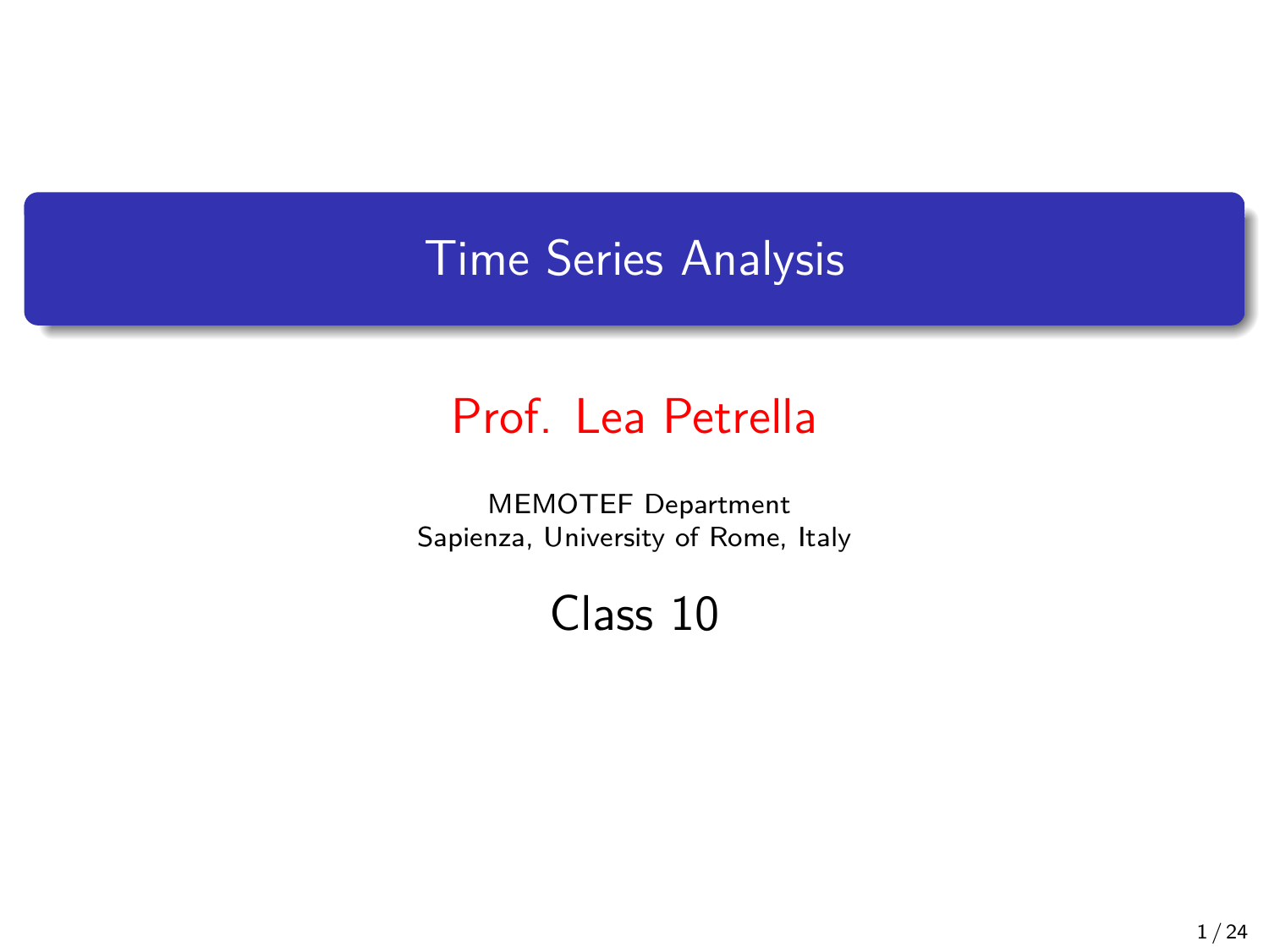# Time Series Analysis

## Prof. Lea Petrella

MEMOTEF Department
Sapienza, University of Rome, Italy

## Class 10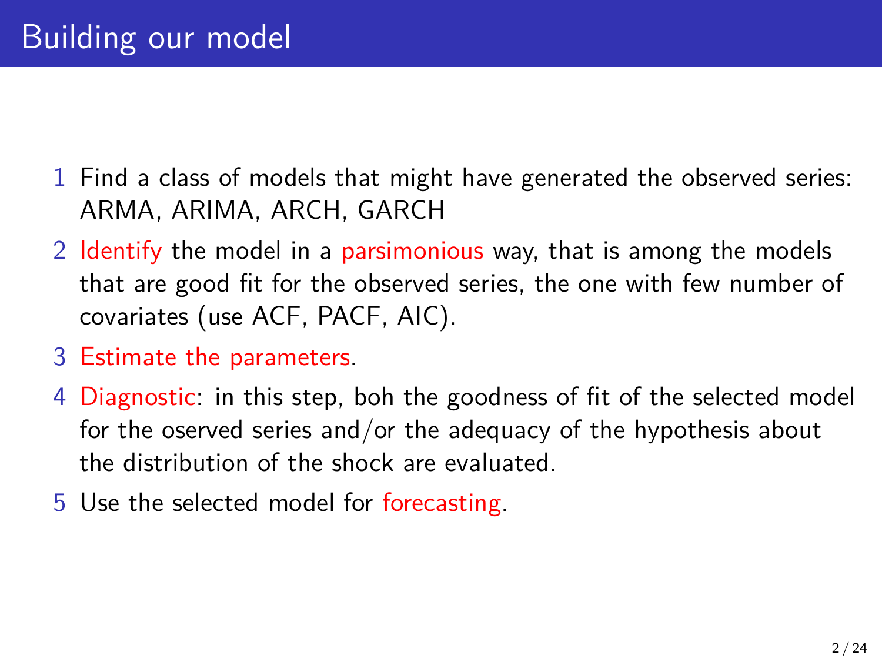# Building our model

1. Find a class of models that might have generated the observed series: ARMA, ARIMA, ARCH, GARCH
2. Identify the model in a parsimonious way, that is among the models that are good fit for the observed series, the one with few number of covariates (use ACF, PACF, AIC).
3. Estimate the parameters.
4. Diagnostic: in this step, boh the goodness of fit of the selected model for the oserved series and/or the adequacy of the hypothesis about the distribution of the shock are evaluated.
5. Use the selected model for forecasting.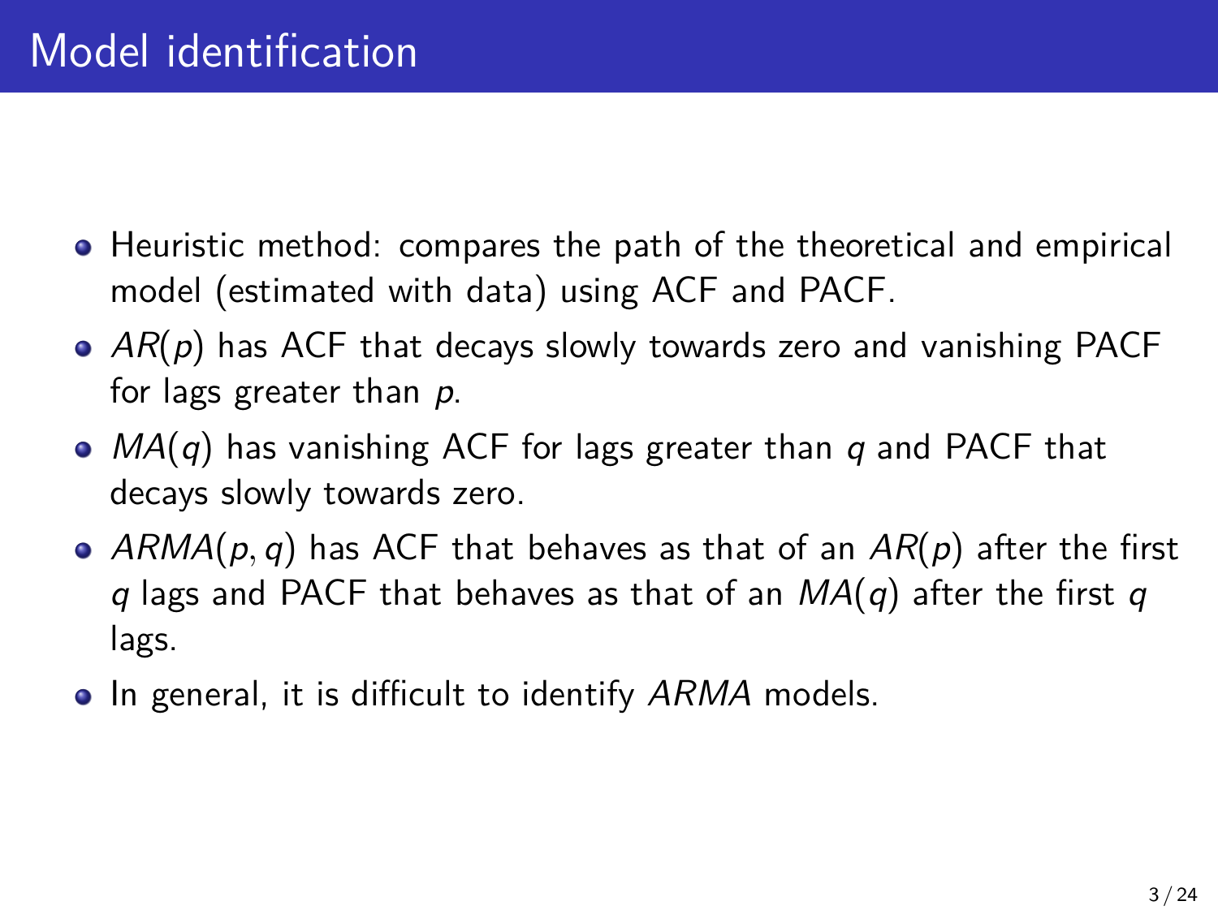# Model identification

- Heuristic method: compares the path of the theoretical and empirical model (estimated with data) using ACF and PACF.
- $AR(p)$ has ACF that decays slowly towards zero and vanishing PACF for lags greater than $p$.
- $MA(q)$ has vanishing ACF for lags greater than $q$ and PACF that decays slowly towards zero.
- $ARMA(p, q)$ has ACF that behaves as that of an $AR(p)$ after the first $q$ lags and PACF that behaves as that of an $MA(q)$ after the first $q$ lags.
- In general, it is difficult to identify $ARMA$ models.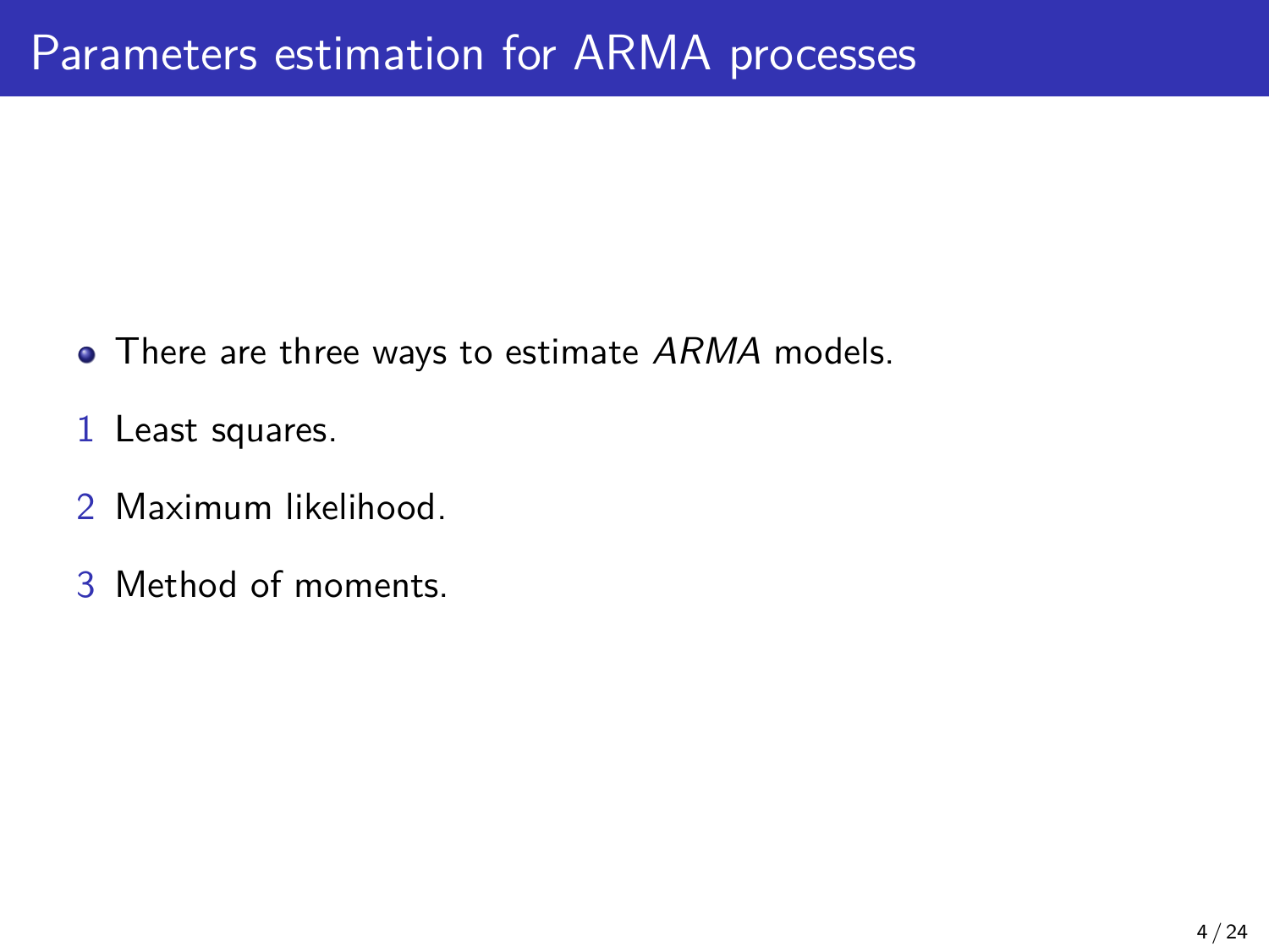# Parameters estimation for ARMA processes

- There are three ways to estimate *ARMA* models.

1. Least squares.
2. Maximum likelihood.
3. Method of moments.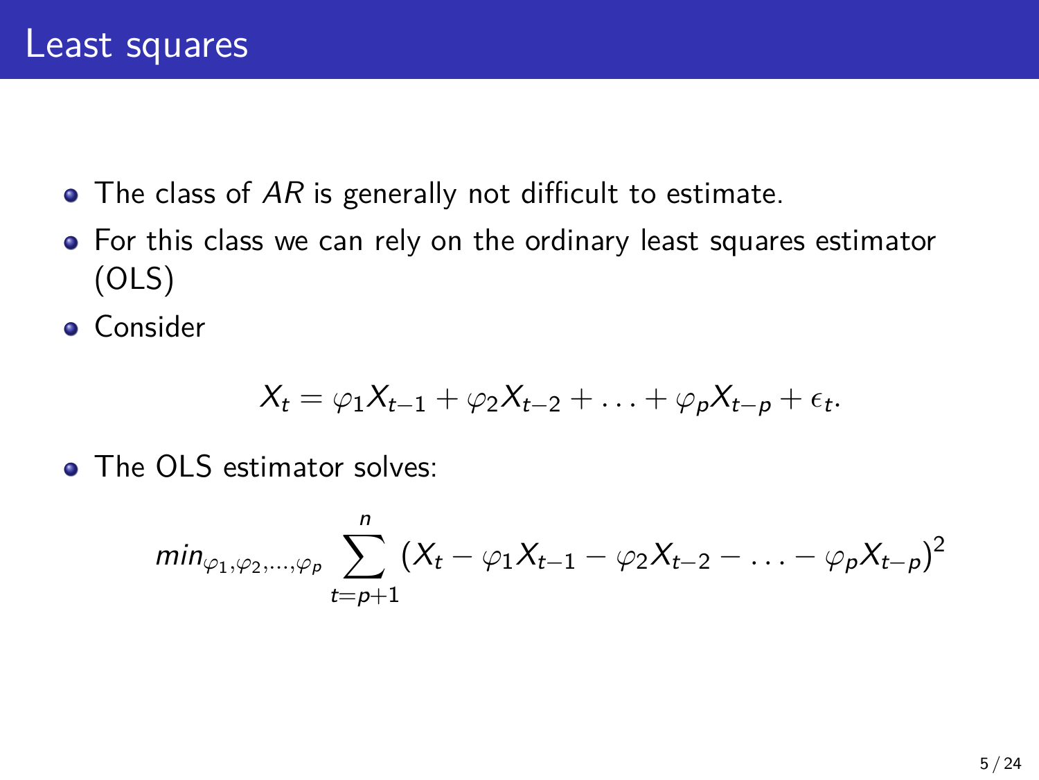# Least squares

- The class of $AR$ is generally not difficult to estimate.
- For this class we can rely on the ordinary least squares estimator (OLS)
- Consider

$$X_t = \varphi_1 X_{t-1} + \varphi_2 X_{t-2} + \ldots + \varphi_p X_{t-p} + \epsilon_t.$$

- The OLS estimator solves:

$$min_{\varphi_1, \varphi_2, \ldots, \varphi_p} \sum_{t=p+1}^{n} \left(X_t - \varphi_1 X_{t-1} - \varphi_2 X_{t-2} - \ldots - \varphi_p X_{t-p}\right)^2$$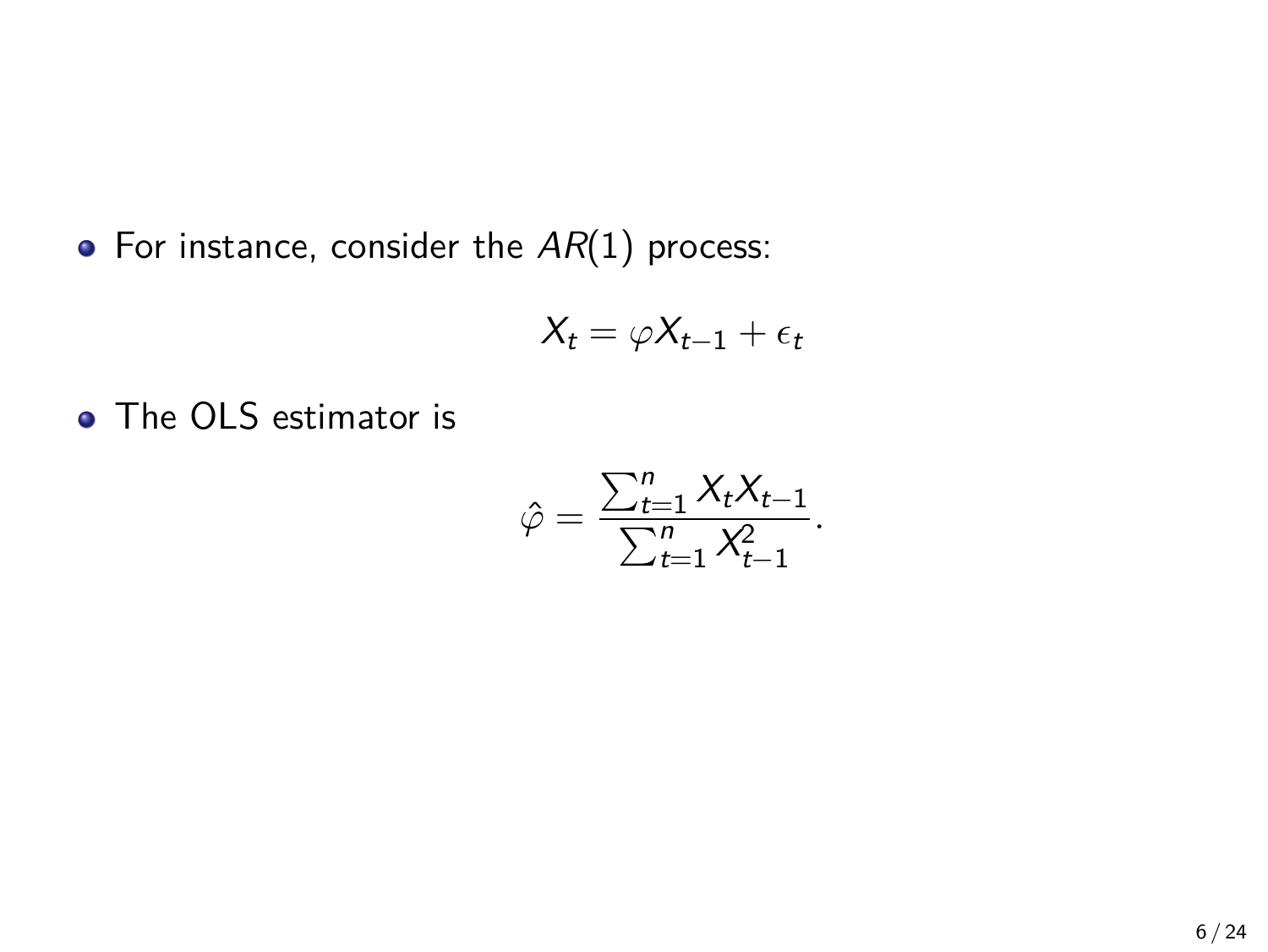- For instance, consider the $AR(1)$ process:

$$X_t = \varphi X_{t-1} + \epsilon_t$$

- The OLS estimator is

$$\hat{\varphi} = \frac{\sum_{t=1}^{n} X_t X_{t-1}}{\sum_{t=1}^{n} X_{t-1}^2}.$$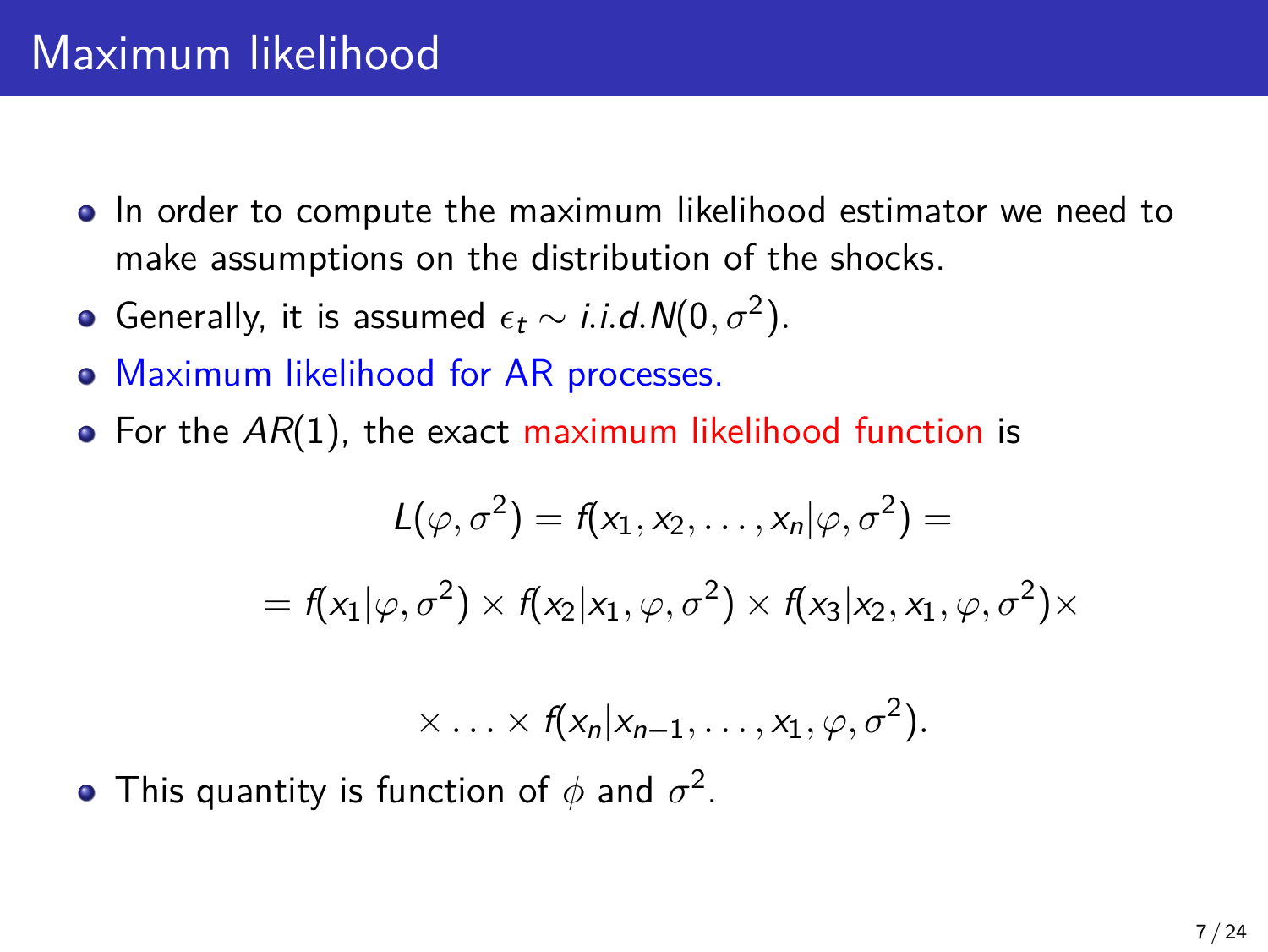# Maximum likelihood

- In order to compute the maximum likelihood estimator we need to make assumptions on the distribution of the shocks.
- Generally, it is assumed $\epsilon_t \sim i.i.d. N(0, \sigma^2)$.
- Maximum likelihood for AR processes.
- For the $AR(1)$, the exact maximum likelihood function is

$$L(\varphi, \sigma^2) = f(x_1, x_2, \ldots, x_n | \varphi, \sigma^2) =$$

$$= f(x_1 | \varphi, \sigma^2) \times f(x_2 | x_1, \varphi, \sigma^2) \times f(x_3 | x_2, x_1, \varphi, \sigma^2) \times$$

$$\times \ldots \times f(x_n | x_{n-1}, \ldots, x_1, \varphi, \sigma^2).$$

- This quantity is function of $\phi$ and $\sigma^2$.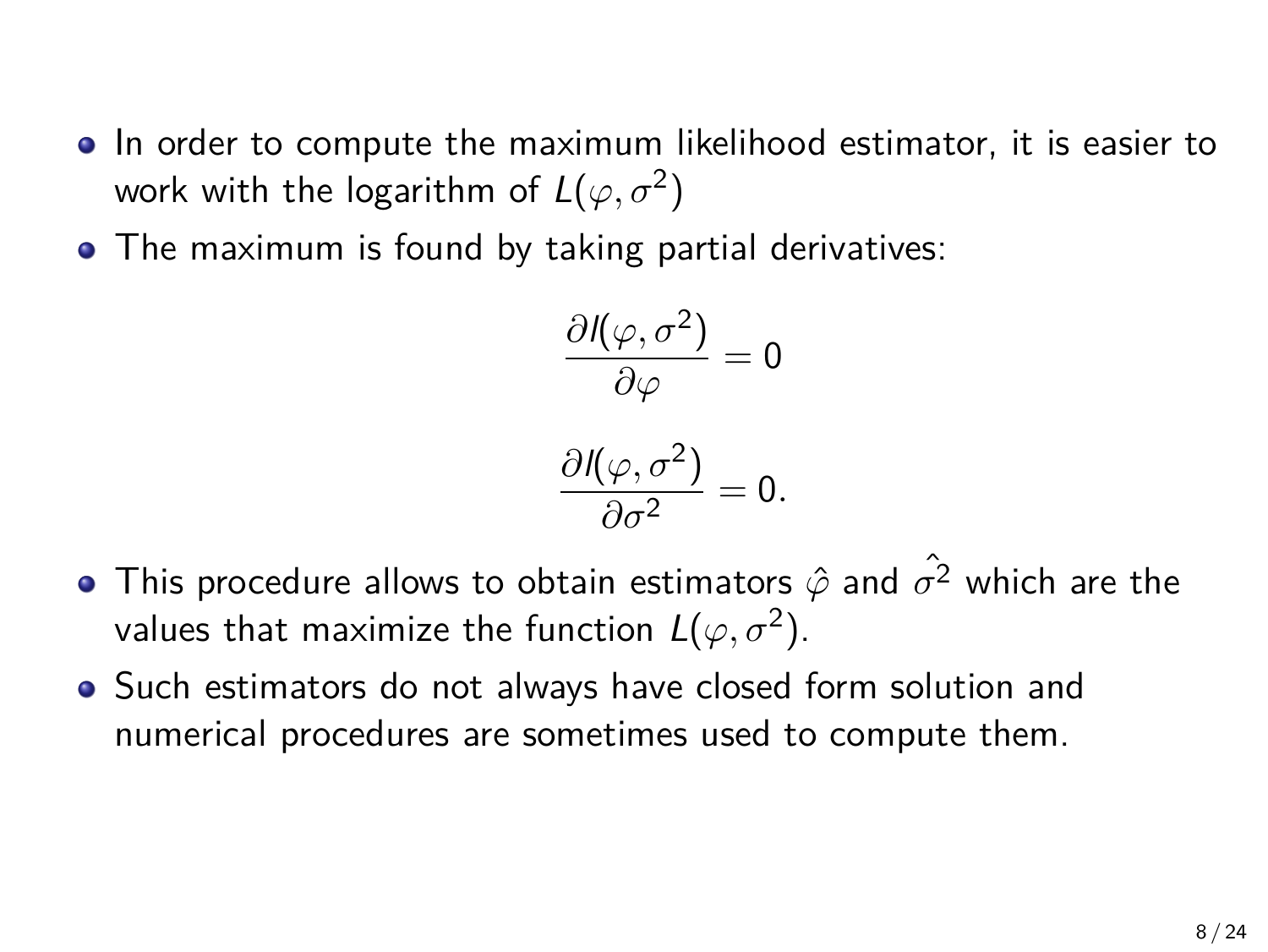- In order to compute the maximum likelihood estimator, it is easier to work with the logarithm of $L(\varphi, \sigma^2)$
- The maximum is found by taking partial derivatives:

$$\frac{\partial l(\varphi, \sigma^2)}{\partial \varphi} = 0$$

$$\frac{\partial l(\varphi, \sigma^2)}{\partial \sigma^2} = 0.$$

- This procedure allows to obtain estimators $\hat{\varphi}$ and $\hat{\sigma^2}$ which are the values that maximize the function $L(\varphi, \sigma^2)$.
- Such estimators do not always have closed form solution and numerical procedures are sometimes used to compute them.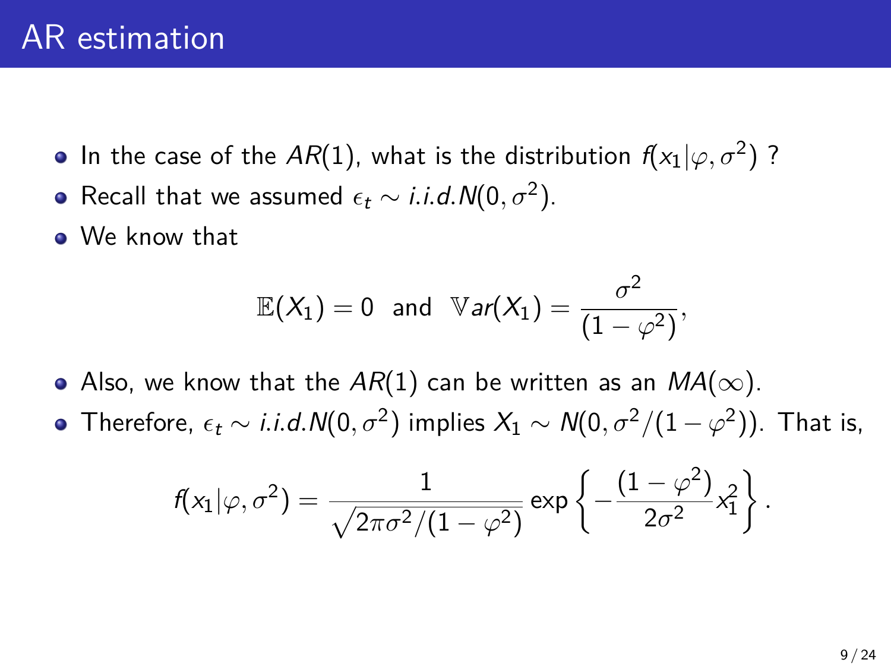# AR estimation

- In the case of the $AR(1)$, what is the distribution $f(x_1|\varphi, \sigma^2)$ ?
- Recall that we assumed $\epsilon_t \sim i.i.d.N(0, \sigma^2)$.
- We know that

$$\mathbb{E}(X_1) = 0 \;\; \text{and} \;\; \mathbb{V}ar(X_1) = \frac{\sigma^2}{(1-\varphi^2)},$$

- Also, we know that the $AR(1)$ can be written as an $MA(\infty)$.
- Therefore, $\epsilon_t \sim i.i.d.N(0, \sigma^2)$ implies $X_1 \sim N(0, \sigma^2/(1-\varphi^2))$. That is,

$$f(x_1|\varphi, \sigma^2) = \frac{1}{\sqrt{2\pi\sigma^2/(1-\varphi^2)}} \exp\left\{-\frac{(1-\varphi^2)}{2\sigma^2}x_1^2\right\}.$$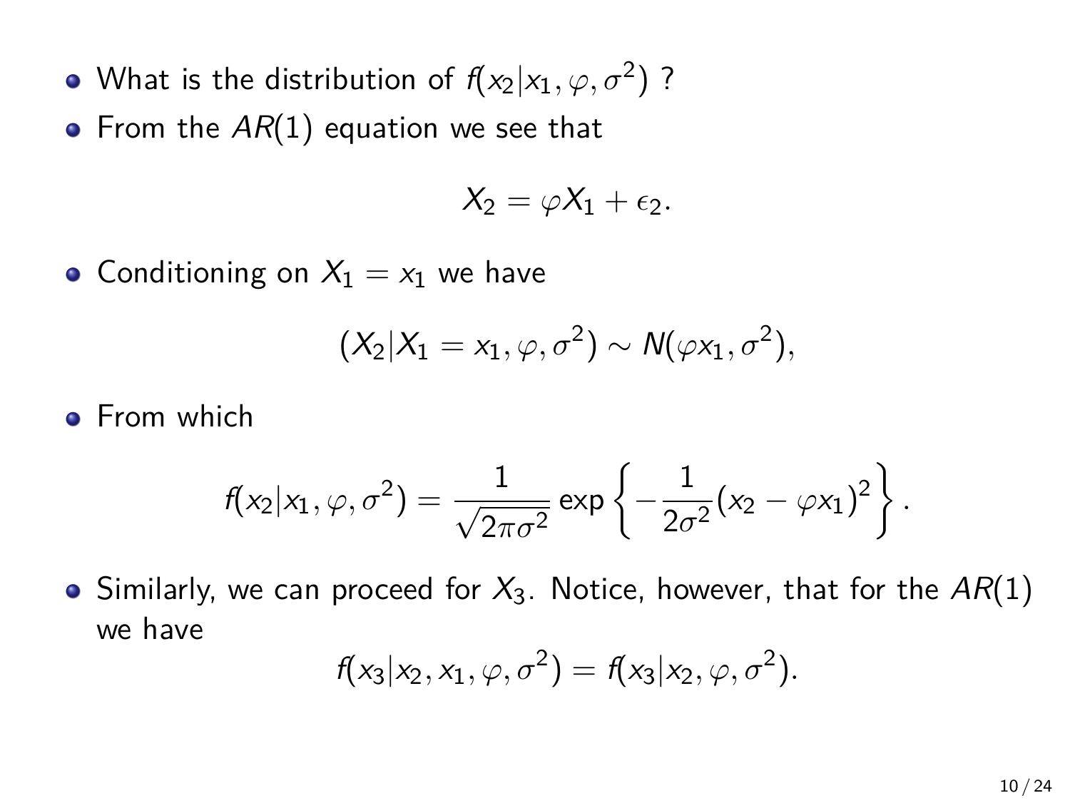- What is the distribution of $f(x_2|x_1, \varphi, \sigma^2)$ ?
- From the $AR(1)$ equation we see that

$$X_2 = \varphi X_1 + \epsilon_2.$$

- Conditioning on $X_1 = x_1$ we have

$$(X_2|X_1 = x_1, \varphi, \sigma^2) \sim N(\varphi x_1, \sigma^2),$$

- From which

$$f(x_2|x_1, \varphi, \sigma^2) = \frac{1}{\sqrt{2\pi\sigma^2}} \exp\left\{-\frac{1}{2\sigma^2}(x_2 - \varphi x_1)^2\right\}.$$

- Similarly, we can proceed for $X_3$. Notice, however, that for the $AR(1)$ we have

$$f(x_3|x_2, x_1, \varphi, \sigma^2) = f(x_3|x_2, \varphi, \sigma^2).$$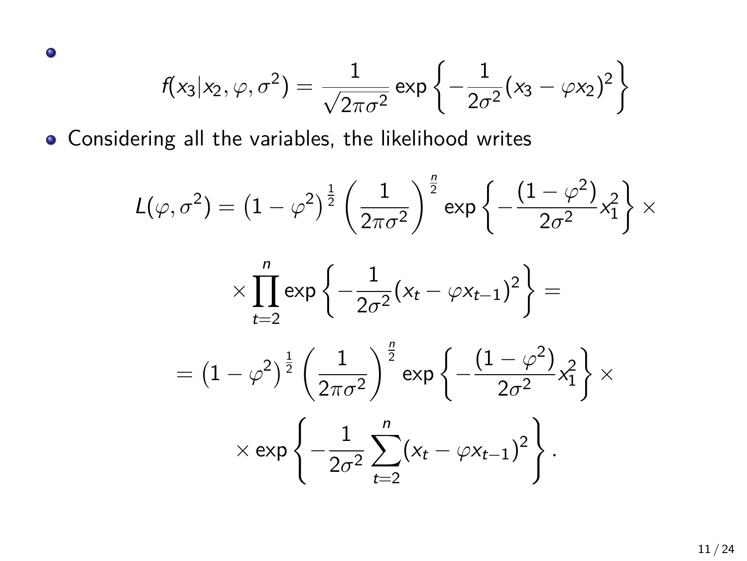- $$f(x_3|x_2, \varphi, \sigma^2) = \frac{1}{\sqrt{2\pi\sigma^2}} \exp\left\{-\frac{1}{2\sigma^2}(x_3 - \varphi x_2)^2\right\}$$

- Considering all the variables, the likelihood writes

$$L(\varphi, \sigma^2) = \left(1 - \varphi^2\right)^{\frac{1}{2}} \left(\frac{1}{2\pi\sigma^2}\right)^{\frac{n}{2}} \exp\left\{-\frac{(1 - \varphi^2)}{2\sigma^2} x_1^2\right\} \times$$

$$\times \prod_{t=2}^{n} \exp\left\{-\frac{1}{2\sigma^2}(x_t - \varphi x_{t-1})^2\right\} =$$

$$= \left(1 - \varphi^2\right)^{\frac{1}{2}} \left(\frac{1}{2\pi\sigma^2}\right)^{\frac{n}{2}} \exp\left\{-\frac{(1 - \varphi^2)}{2\sigma^2} x_1^2\right\} \times$$

$$\times \exp\left\{-\frac{1}{2\sigma^2} \sum_{t=2}^{n}(x_t - \varphi x_{t-1})^2\right\}.$$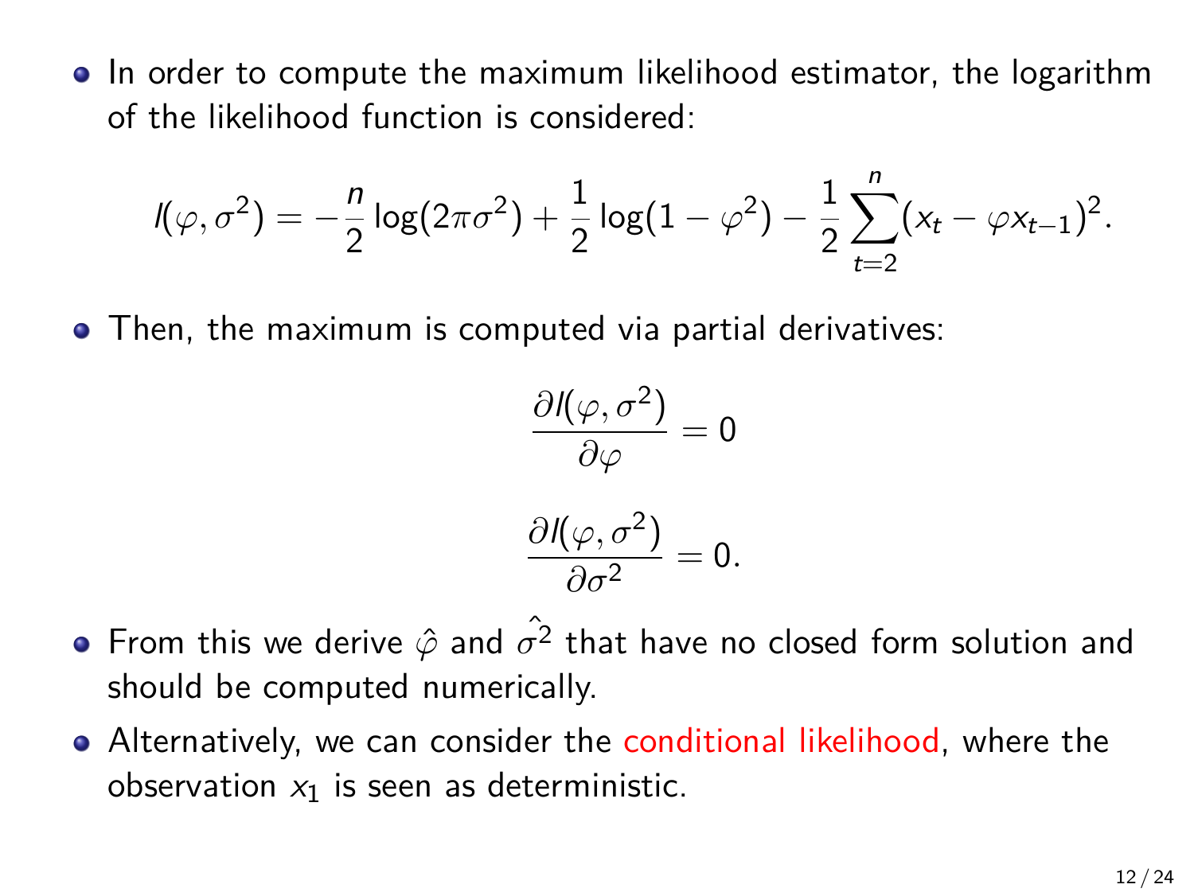- In order to compute the maximum likelihood estimator, the logarithm of the likelihood function is considered:

$$l(\varphi, \sigma^2) = -\frac{n}{2}\log(2\pi\sigma^2) + \frac{1}{2}\log(1-\varphi^2) - \frac{1}{2}\sum_{t=2}^{n}(x_t - \varphi x_{t-1})^2.$$

- Then, the maximum is computed via partial derivatives:

$$\frac{\partial l(\varphi, \sigma^2)}{\partial \varphi} = 0$$

$$\frac{\partial l(\varphi, \sigma^2)}{\partial \sigma^2} = 0.$$

- From this we derive $\hat{\varphi}$ and $\hat{\sigma^2}$ that have no closed form solution and should be computed numerically.
- Alternatively, we can consider the conditional likelihood, where the observation $x_1$ is seen as deterministic.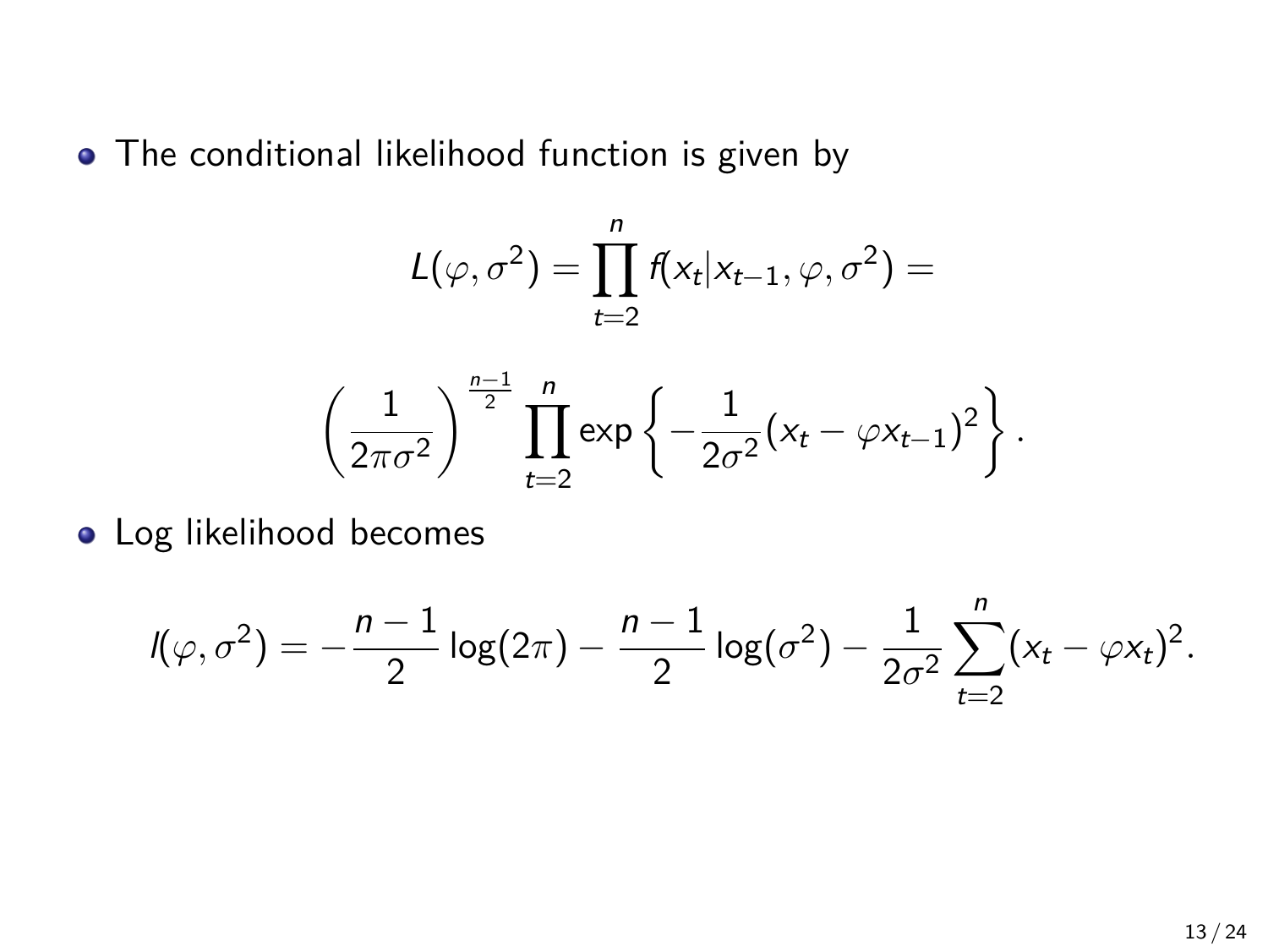- The conditional likelihood function is given by

$$L(\varphi, \sigma^2) = \prod_{t=2}^{n} f(x_t | x_{t-1}, \varphi, \sigma^2) =$$

$$\left(\frac{1}{2\pi\sigma^2}\right)^{\frac{n-1}{2}} \prod_{t=2}^{n} \exp\left\{-\frac{1}{2\sigma^2}(x_t - \varphi x_{t-1})^2\right\}.$$

- Log likelihood becomes

$$l(\varphi, \sigma^2) = -\frac{n-1}{2}\log(2\pi) - \frac{n-1}{2}\log(\sigma^2) - \frac{1}{2\sigma^2}\sum_{t=2}^{n}(x_t - \varphi x_t)^2.$$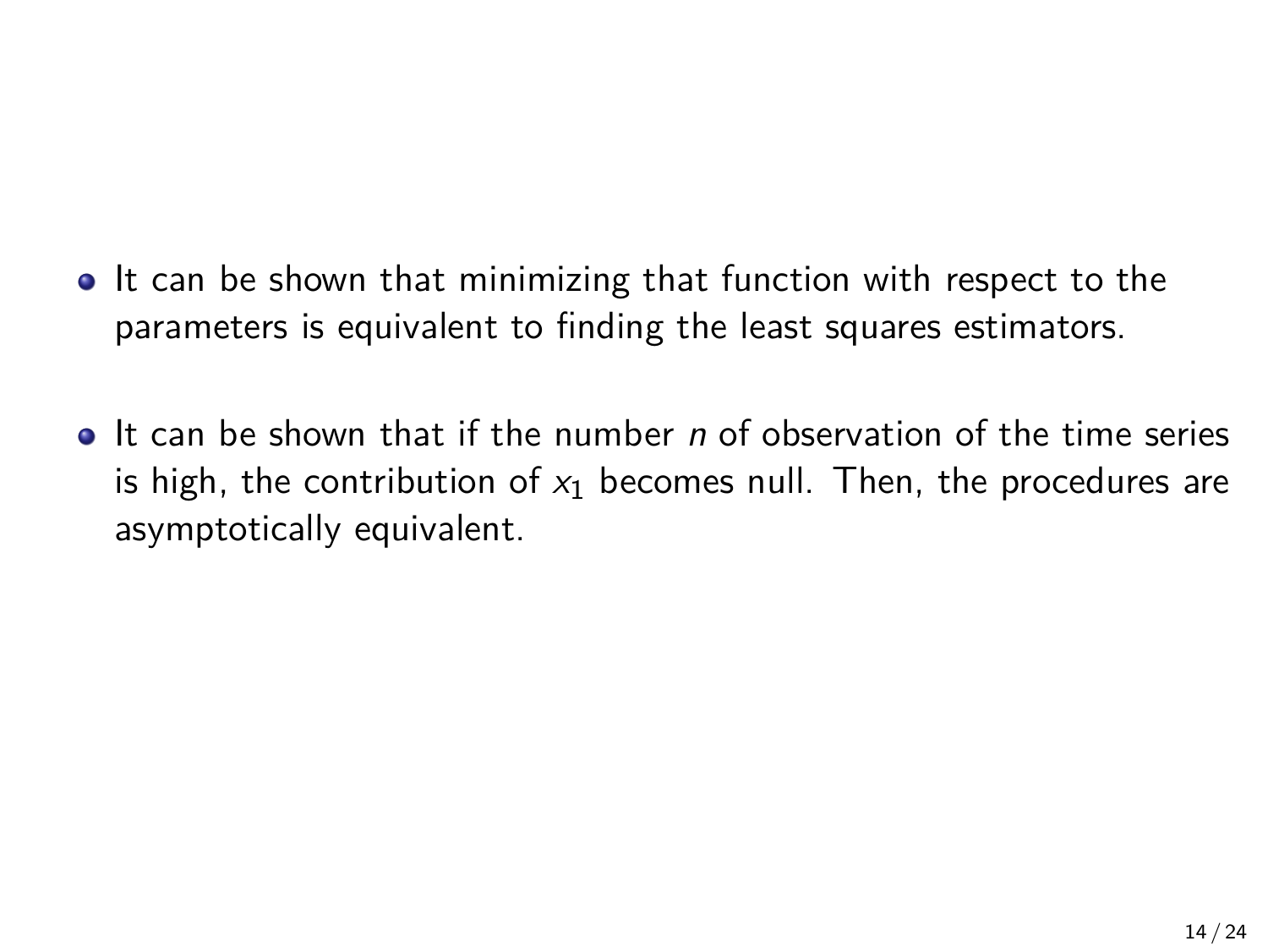- It can be shown that minimizing that function with respect to the parameters is equivalent to finding the least squares estimators.

- It can be shown that if the number $n$ of observation of the time series is high, the contribution of $x_1$ becomes null. Then, the procedures are asymptotically equivalent.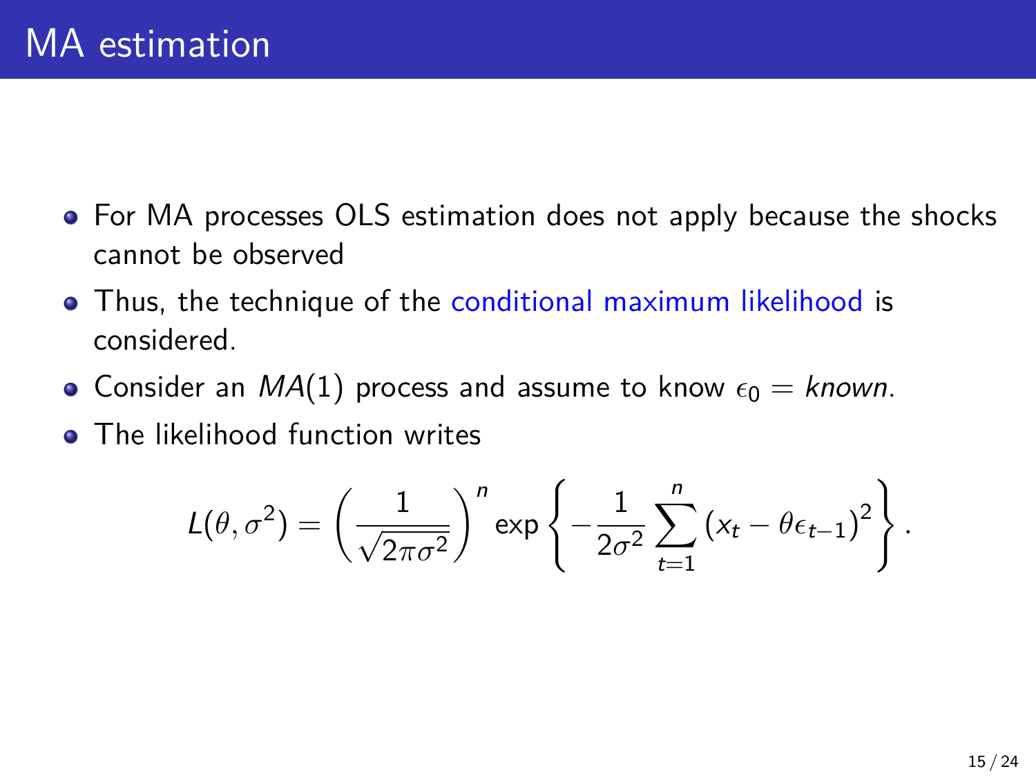# MA estimation

- For MA processes OLS estimation does not apply because the shocks cannot be observed
- Thus, the technique of the conditional maximum likelihood is considered.
- Consider an $MA(1)$ process and assume to know $\epsilon_0 = known$.
- The likelihood function writes

$$L(\theta, \sigma^2) = \left( \frac{1}{\sqrt{2\pi\sigma^2}} \right)^n \exp \left\{ -\frac{1}{2\sigma^2} \sum_{t=1}^{n} \left( x_t - \theta \epsilon_{t-1} \right)^2 \right\}.$$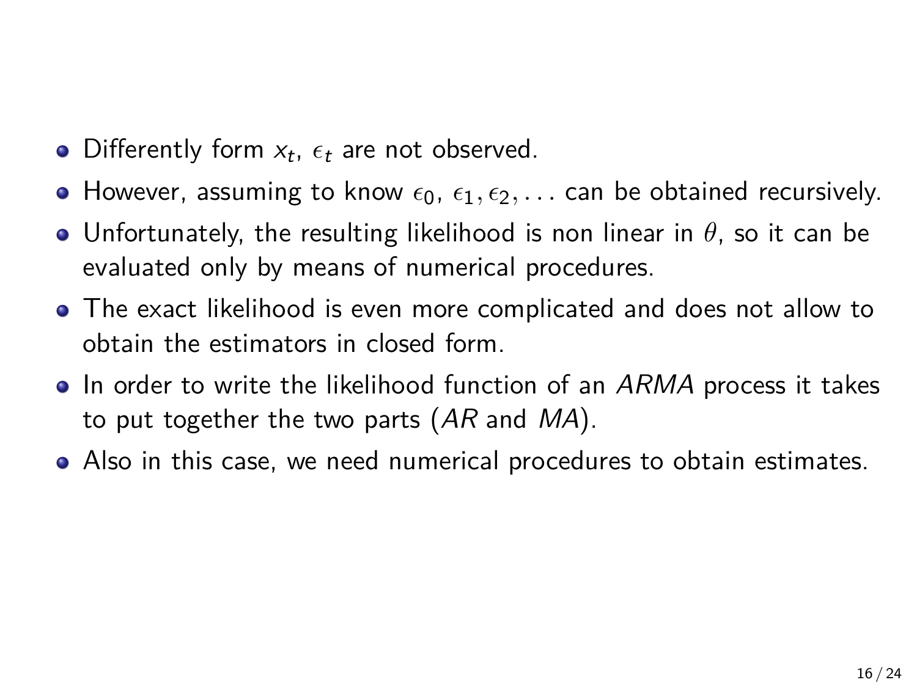- Differently form $x_t$, $\epsilon_t$ are not observed.
- However, assuming to know $\epsilon_0$, $\epsilon_1, \epsilon_2, \ldots$ can be obtained recursively.
- Unfortunately, the resulting likelihood is non linear in $\theta$, so it can be evaluated only by means of numerical procedures.
- The exact likelihood is even more complicated and does not allow to obtain the estimators in closed form.
- In order to write the likelihood function of an *ARMA* process it takes to put together the two parts (*AR* and *MA*).
- Also in this case, we need numerical procedures to obtain estimates.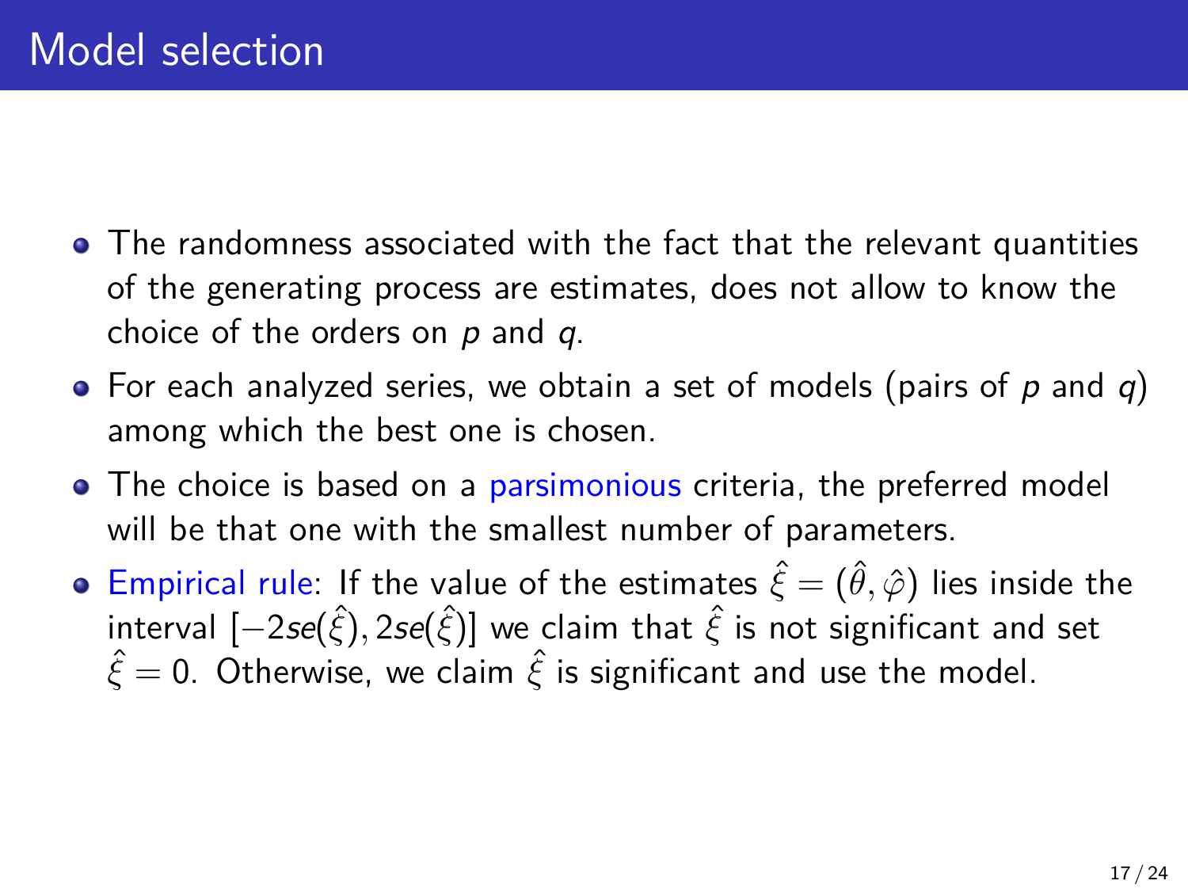# Model selection

- The randomness associated with the fact that the relevant quantities of the generating process are estimates, does not allow to know the choice of the orders on $p$ and $q$.
- For each analyzed series, we obtain a set of models (pairs of $p$ and $q$) among which the best one is chosen.
- The choice is based on a parsimonious criteria, the preferred model will be that one with the smallest number of parameters.
- Empirical rule: If the value of the estimates $\hat{\xi} = (\hat{\theta}, \hat{\varphi})$ lies inside the interval $[-2se(\hat{\xi}), 2se(\hat{\xi})]$ we claim that $\hat{\xi}$ is not significant and set $\hat{\xi} = 0$. Otherwise, we claim $\hat{\xi}$ is significant and use the model.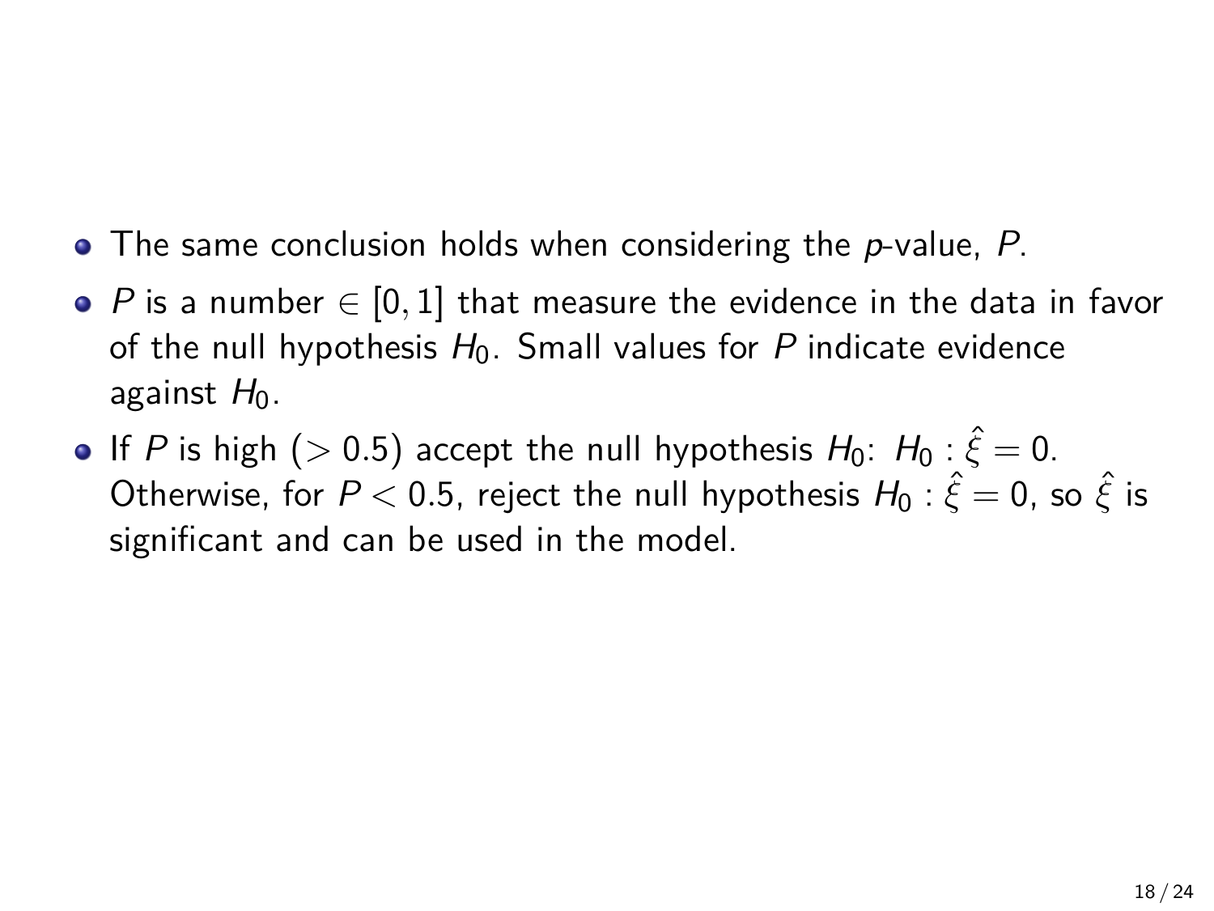- The same conclusion holds when considering the *p*-value, $P$.
- $P$ is a number $\in [0, 1]$ that measure the evidence in the data in favor of the null hypothesis $H_0$. Small values for $P$ indicate evidence against $H_0$.
- If $P$ is high ($> 0.5$) accept the null hypothesis $H_0$: $H_0 : \hat{\xi} = 0$. Otherwise, for $P < 0.5$, reject the null hypothesis $H_0 : \hat{\xi} = 0$, so $\hat{\xi}$ is significant and can be used in the model.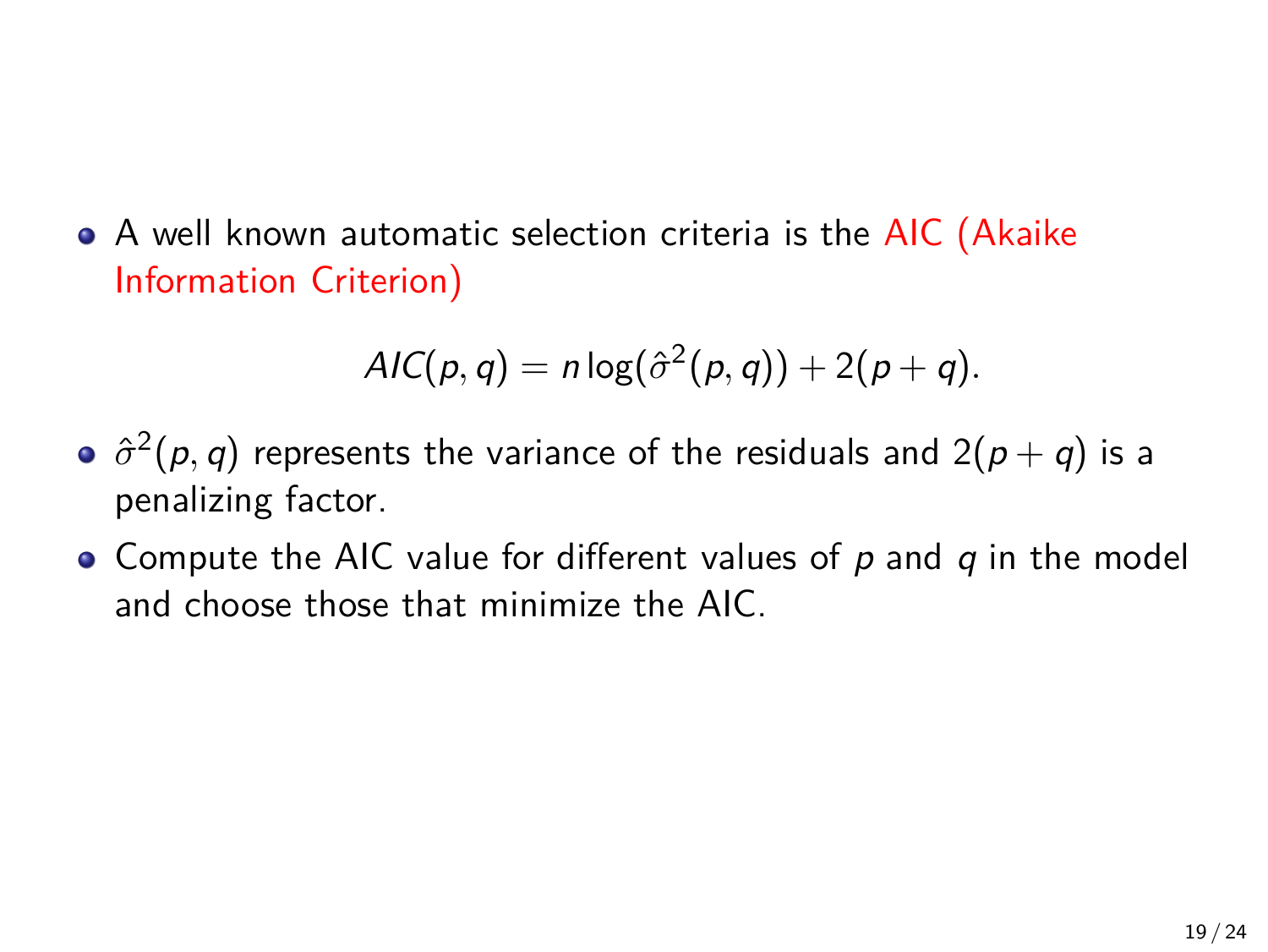- A well known automatic selection criteria is the AIC (Akaike Information Criterion)

$$AIC(p, q) = n \log(\hat{\sigma}^2(p, q)) + 2(p + q).$$

- $\hat{\sigma}^2(p, q)$ represents the variance of the residuals and $2(p + q)$ is a penalizing factor.
- Compute the AIC value for different values of $p$ and $q$ in the model and choose those that minimize the AIC.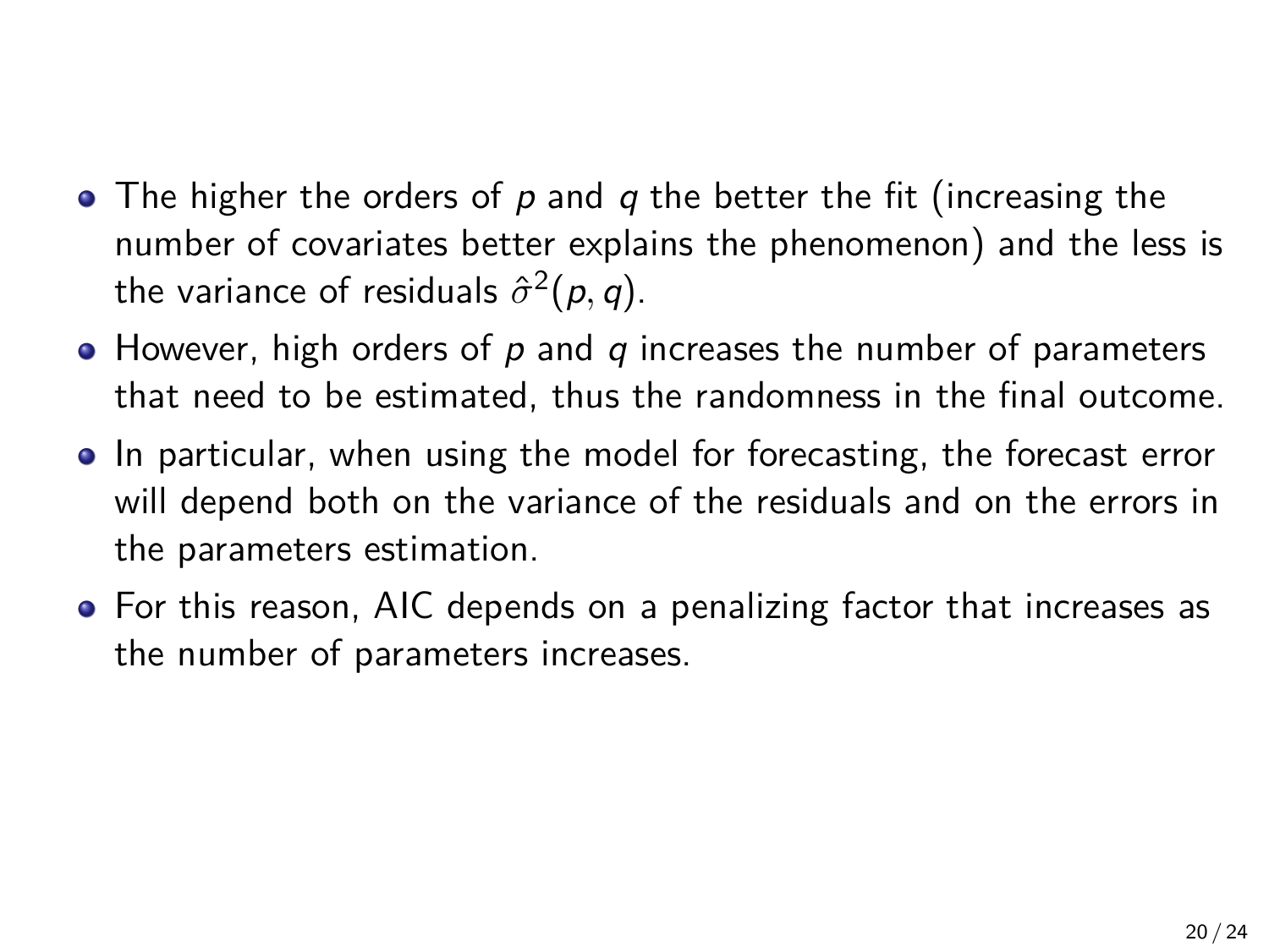- The higher the orders of $p$ and $q$ the better the fit (increasing the number of covariates better explains the phenomenon) and the less is the variance of residuals $\hat{\sigma}^2(p, q)$.
- However, high orders of $p$ and $q$ increases the number of parameters that need to be estimated, thus the randomness in the final outcome.
- In particular, when using the model for forecasting, the forecast error will depend both on the variance of the residuals and on the errors in the parameters estimation.
- For this reason, AIC depends on a penalizing factor that increases as the number of parameters increases.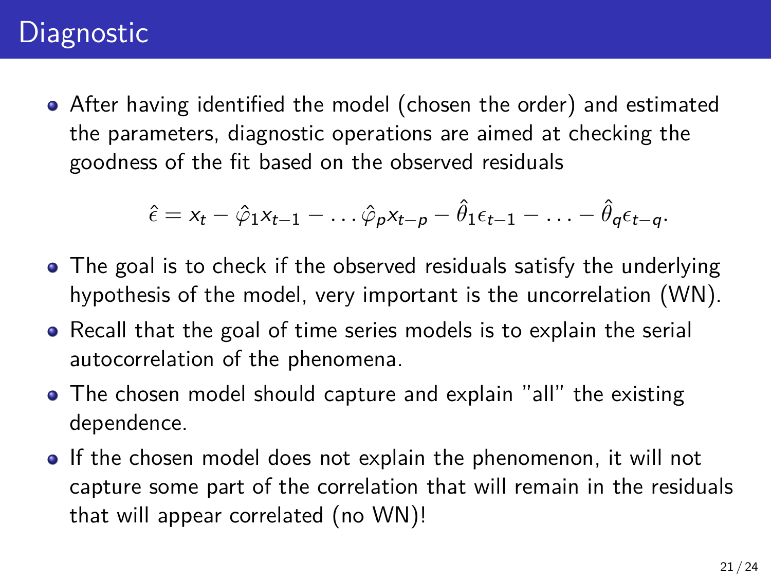# Diagnostic

- After having identified the model (chosen the order) and estimated the parameters, diagnostic operations are aimed at checking the goodness of the fit based on the observed residuals

$$\hat{\epsilon} = x_t - \hat{\varphi}_1 x_{t-1} - \ldots \hat{\varphi}_p x_{t-p} - \hat{\theta}_1 \epsilon_{t-1} - \ldots - \hat{\theta}_q \epsilon_{t-q}.$$

- The goal is to check if the observed residuals satisfy the underlying hypothesis of the model, very important is the uncorrelation (WN).
- Recall that the goal of time series models is to explain the serial autocorrelation of the phenomena.
- The chosen model should capture and explain "all" the existing dependence.
- If the chosen model does not explain the phenomenon, it will not capture some part of the correlation that will remain in the residuals that will appear correlated (no WN)!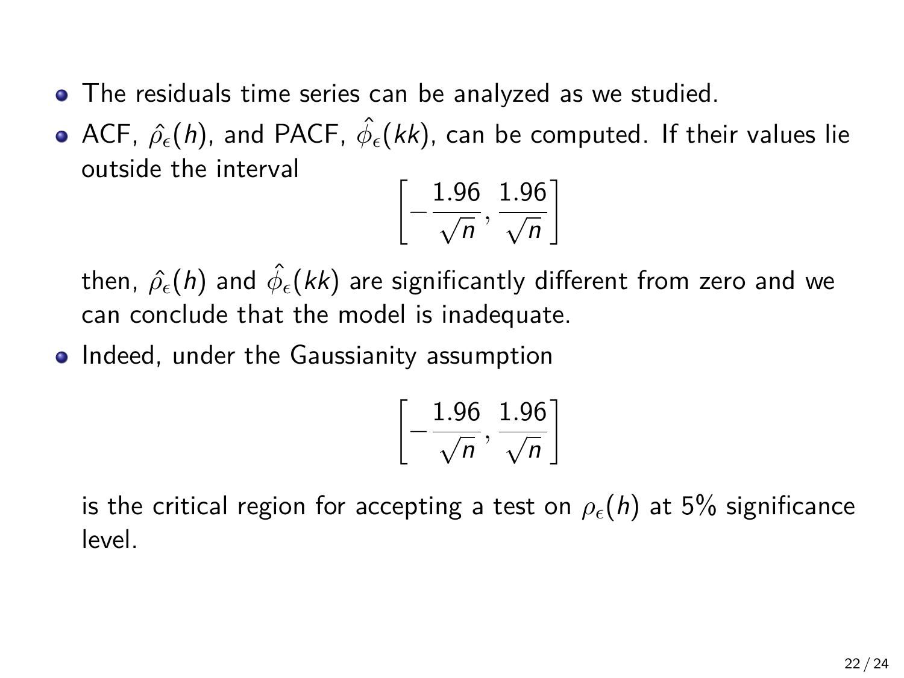- The residuals time series can be analyzed as we studied.
- ACF, $\hat{\rho}_\epsilon(h)$, and PACF, $\hat{\phi}_\epsilon(kk)$, can be computed. If their values lie outside the interval

$$\left[-\frac{1.96}{\sqrt{n}}, \frac{1.96}{\sqrt{n}}\right]$$

  then, $\hat{\rho}_\epsilon(h)$ and $\hat{\phi}_\epsilon(kk)$ are significantly different from zero and we can conclude that the model is inadequate.
- Indeed, under the Gaussianity assumption

$$\left[-\frac{1.96}{\sqrt{n}}, \frac{1.96}{\sqrt{n}}\right]$$

  is the critical region for accepting a test on $\rho_\epsilon(h)$ at 5% significance level.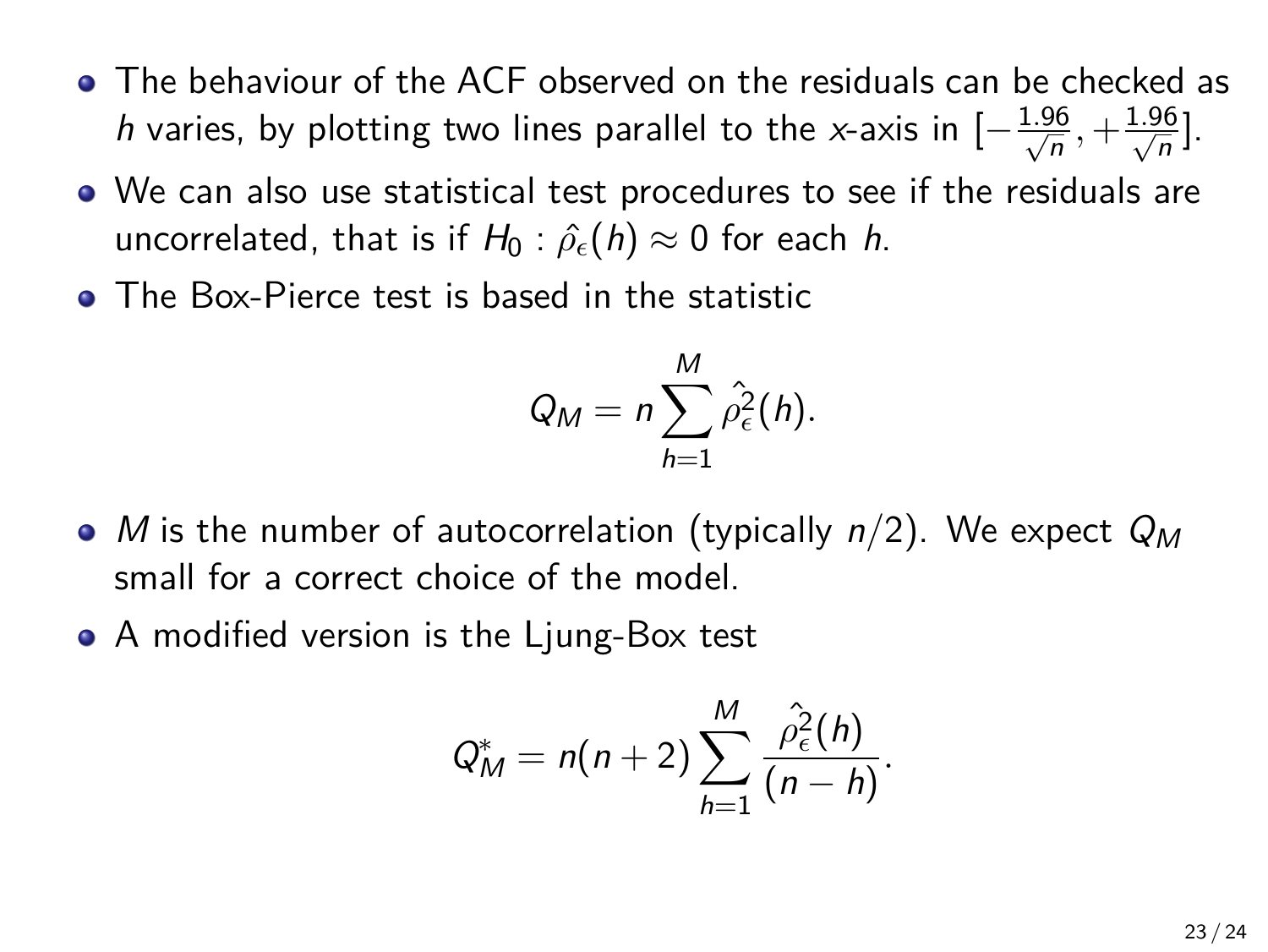- The behaviour of the ACF observed on the residuals can be checked as $h$ varies, by plotting two lines parallel to the $x$-axis in $[-\frac{1.96}{\sqrt{n}}, +\frac{1.96}{\sqrt{n}}]$.
- We can also use statistical test procedures to see if the residuals are uncorrelated, that is if $H_0 : \hat{\rho}_\epsilon(h) \approx 0$ for each $h$.
- The Box-Pierce test is based in the statistic

$$Q_M = n \sum_{h=1}^{M} \hat{\rho}_\epsilon^2(h).$$

- $M$ is the number of autocorrelation (typically $n/2$). We expect $Q_M$ small for a correct choice of the model.
- A modified version is the Ljung-Box test

$$Q_M^* = n(n+2) \sum_{h=1}^{M} \frac{\hat{\rho}_\epsilon^2(h)}{(n-h)}.$$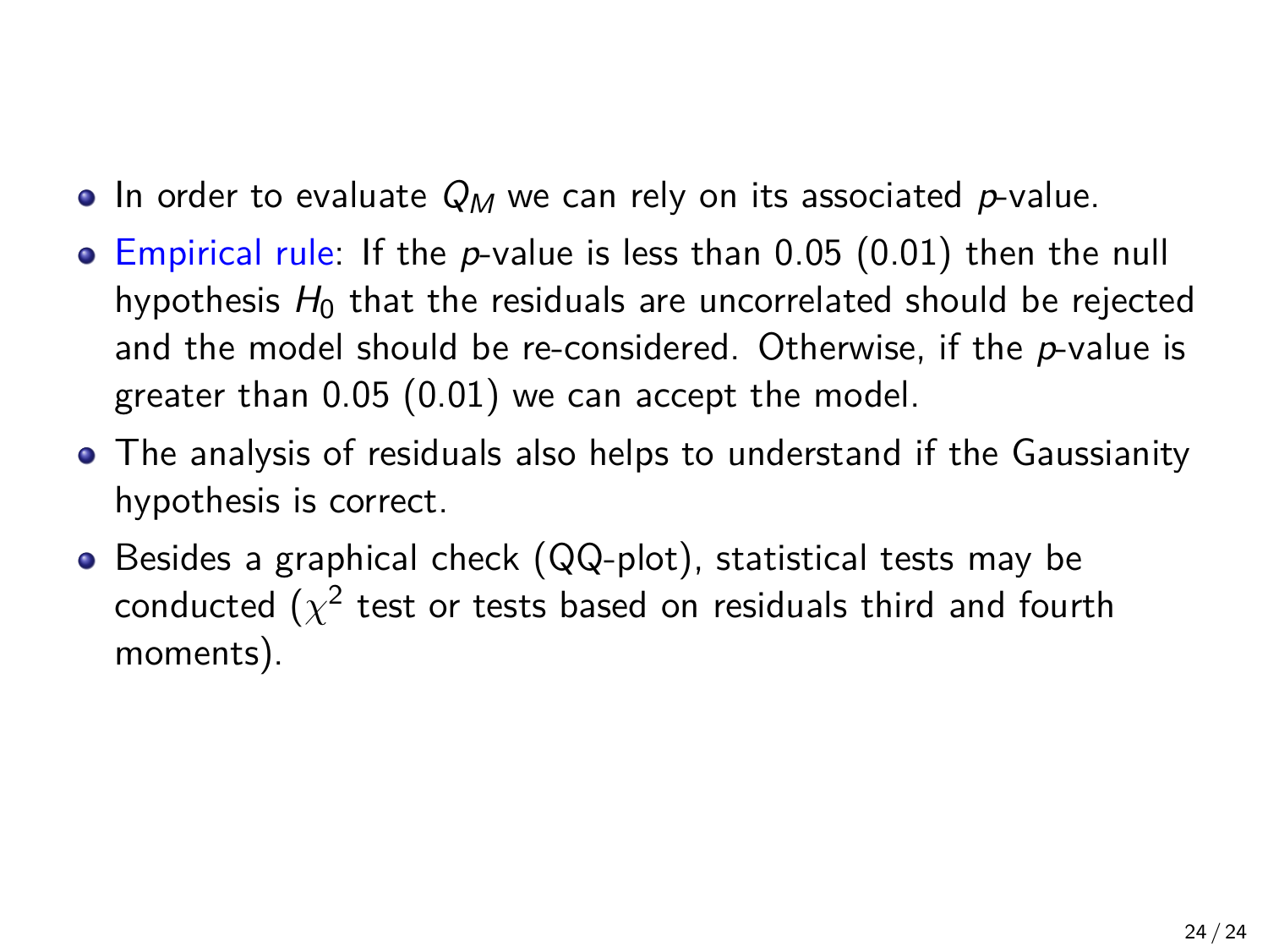- In order to evaluate $Q_M$ we can rely on its associated $p$-value.
- Empirical rule: If the $p$-value is less than 0.05 (0.01) then the null hypothesis $H_0$ that the residuals are uncorrelated should be rejected and the model should be re-considered. Otherwise, if the $p$-value is greater than 0.05 (0.01) we can accept the model.
- The analysis of residuals also helps to understand if the Gaussianity hypothesis is correct.
- Besides a graphical check (QQ-plot), statistical tests may be conducted ($\chi^2$ test or tests based on residuals third and fourth moments).